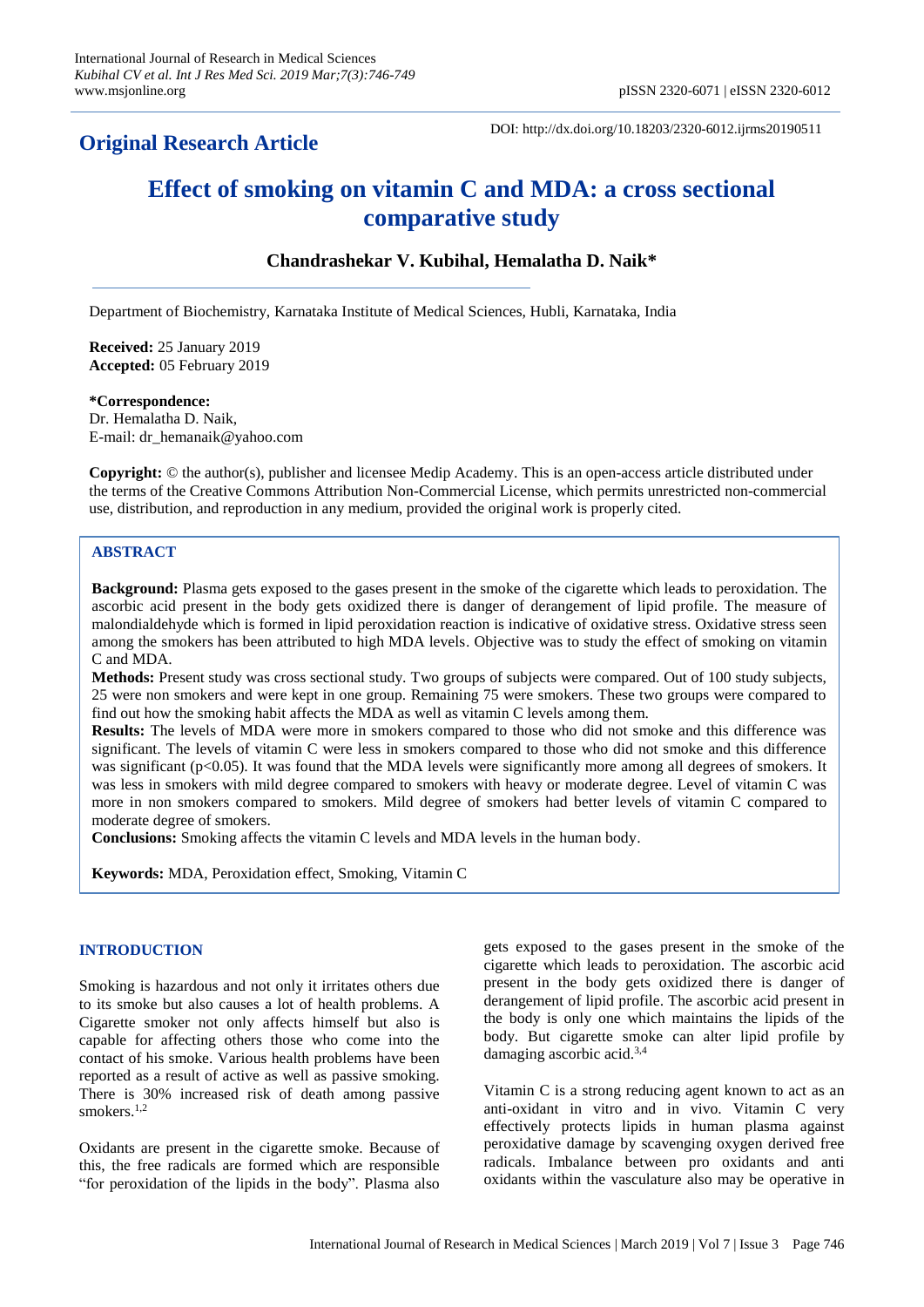## Original Research Article

DOI: http://dx.doi.org/10.18203/2320-6012.ijrms20190511

# Effect of smoking on vitamin C and MDA: a cross sectional comparative study

**Chandrashekar V. Kubihal, Hemalatha D. Naik***

Department of Biochemistry, Karnataka Institute of Medical Sciences, Hubli, Karnataka, India

**Received:** 25 January 2019
**Accepted:** 05 February 2019

**\*Correspondence:**
Dr. Hemalatha D. Naik,
E-mail: dr_hemanaik@yahoo.com

**Copyright:** © the author(s), publisher and licensee Medip Academy. This is an open-access article distributed under the terms of the Creative Commons Attribution Non-Commercial License, which permits unrestricted non-commercial use, distribution, and reproduction in any medium, provided the original work is properly cited.

## ABSTRACT

**Background:** Plasma gets exposed to the gases present in the smoke of the cigarette which leads to peroxidation. The ascorbic acid present in the body gets oxidized there is danger of derangement of lipid profile. The measure of malondialdehyde which is formed in lipid peroxidation reaction is indicative of oxidative stress. Oxidative stress seen among the smokers has been attributed to high MDA levels. Objective was to study the effect of smoking on vitamin C and MDA.

**Methods:** Present study was cross sectional study. Two groups of subjects were compared. Out of 100 study subjects, 25 were non smokers and were kept in one group. Remaining 75 were smokers. These two groups were compared to find out how the smoking habit affects the MDA as well as vitamin C levels among them.

**Results:** The levels of MDA were more in smokers compared to those who did not smoke and this difference was significant. The levels of vitamin C were less in smokers compared to those who did not smoke and this difference was significant ($p<0.05$). It was found that the MDA levels were significantly more among all degrees of smokers. It was less in smokers with mild degree compared to smokers with heavy or moderate degree. Level of vitamin C was more in non smokers compared to smokers. Mild degree of smokers had better levels of vitamin C compared to moderate degree of smokers.

**Conclusions:** Smoking affects the vitamin C levels and MDA levels in the human body.

**Keywords:** MDA, Peroxidation effect, Smoking, Vitamin C

## INTRODUCTION

Smoking is hazardous and not only it irritates others due to its smoke but also causes a lot of health problems. A Cigarette smoker not only affects himself but also is capable for affecting others those who come into the contact of his smoke. Various health problems have been reported as a result of active as well as passive smoking. There is 30% increased risk of death among passive smokers.[1,2]

Oxidants are present in the cigarette smoke. Because of this, the free radicals are formed which are responsible "for peroxidation of the lipids in the body". Plasma also gets exposed to the gases present in the smoke of the cigarette which leads to peroxidation. The ascorbic acid present in the body gets oxidized there is danger of derangement of lipid profile. The ascorbic acid present in the body is only one which maintains the lipids of the body. But cigarette smoke can alter lipid profile by damaging ascorbic acid.[3,4]

Vitamin C is a strong reducing agent known to act as an anti-oxidant in vitro and in vivo. Vitamin C very effectively protects lipids in human plasma against peroxidative damage by scavenging oxygen derived free radicals. Imbalance between pro oxidants and anti oxidants within the vasculature also may be operative in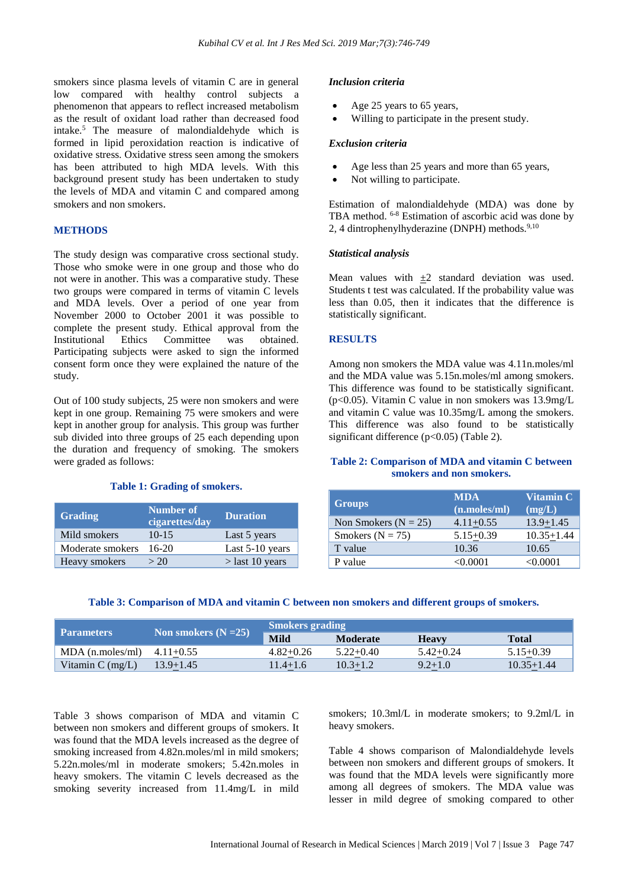smokers since plasma levels of vitamin C are in general low compared with healthy control subjects a phenomenon that appears to reflect increased metabolism as the result of oxidant load rather than decreased food intake.[5] The measure of malondialdehyde which is formed in lipid peroxidation reaction is indicative of oxidative stress. Oxidative stress seen among the smokers has been attributed to high MDA levels. With this background present study has been undertaken to study the levels of MDA and vitamin C and compared among smokers and non smokers.

## METHODS

The study design was comparative cross sectional study. Those who smoke were in one group and those who do not were in another. This was a comparative study. These two groups were compared in terms of vitamin C levels and MDA levels. Over a period of one year from November 2000 to October 2001 it was possible to complete the present study. Ethical approval from the Institutional Ethics Committee was obtained. Participating subjects were asked to sign the informed consent form once they were explained the nature of the study.

Out of 100 study subjects, 25 were non smokers and were kept in one group. Remaining 75 were smokers and were kept in another group for analysis. This group was further sub divided into three groups of 25 each depending upon the duration and frequency of smoking. The smokers were graded as follows:

**Table 1: Grading of smokers.**

| Grading | Number of cigarettes/day | Duration |
|---|---|---|
| Mild smokers | 10-15 | Last 5 years |
| Moderate smokers | 16-20 | Last 5-10 years |
| Heavy smokers | > 20 | > last 10 years |

### *Inclusion criteria*

- Age 25 years to 65 years,
- Willing to participate in the present study.

### *Exclusion criteria*

- Age less than 25 years and more than 65 years,
- Not willing to participate.

Estimation of malondialdehyde (MDA) was done by TBA method.[6-8] Estimation of ascorbic acid was done by 2, 4 dintrophenylhyderazine (DNPH) methods.[9,10]

### *Statistical analysis*

Mean values with ±2 standard deviation was used. Students t test was calculated. If the probability value was less than 0.05, then it indicates that the difference is statistically significant.

## RESULTS

Among non smokers the MDA value was 4.11n.moles/ml and the MDA value was 5.15n.moles/ml among smokers. This difference was found to be statistically significant. ($p<0.05$). Vitamin C value in non smokers was 13.9mg/L and vitamin C value was 10.35mg/L among the smokers. This difference was also found to be statistically significant difference ($p<0.05$) (Table 2).

**Table 2: Comparison of MDA and vitamin C between smokers and non smokers.**

| Groups | MDA (n.moles/ml) | Vitamin C (mg/L) |
|---|---|---|
| Non Smokers (N = 25) | 4.11±0.55 | 13.9±1.45 |
| Smokers (N = 75) | 5.15±0.39 | 10.35±1.44 |
| T value | 10.36 | 10.65 |
| P value | <0.0001 | <0.0001 |

**Table 3: Comparison of MDA and vitamin C between non smokers and different groups of smokers.**

| Parameters | Non smokers (N =25) | Smokers grading | | | |
|---|---|---|---|---|---|
| | | Mild | Moderate | Heavy | Total |
| MDA (n.moles/ml) | 4.11±0.55 | 4.82±0.26 | 5.22±0.40 | 5.42±0.24 | 5.15±0.39 |
| Vitamin C (mg/L) | 13.9±1.45 | 11.4±1.6 | 10.3±1.2 | 9.2±1.0 | 10.35±1.44 |

Table 3 shows comparison of MDA and vitamin C between non smokers and different groups of smokers. It was found that the MDA levels increased as the degree of smoking increased from 4.82n.moles/ml in mild smokers; 5.22n.moles/ml in moderate smokers; 5.42n.moles in heavy smokers. The vitamin C levels decreased as the smoking severity increased from 11.4mg/L in mild smokers; 10.3ml/L in moderate smokers; to 9.2ml/L in heavy smokers.

Table 4 shows comparison of Malondialdehyde levels between non smokers and different groups of smokers. It was found that the MDA levels were significantly more among all degrees of smokers. The MDA value was lesser in mild degree of smoking compared to other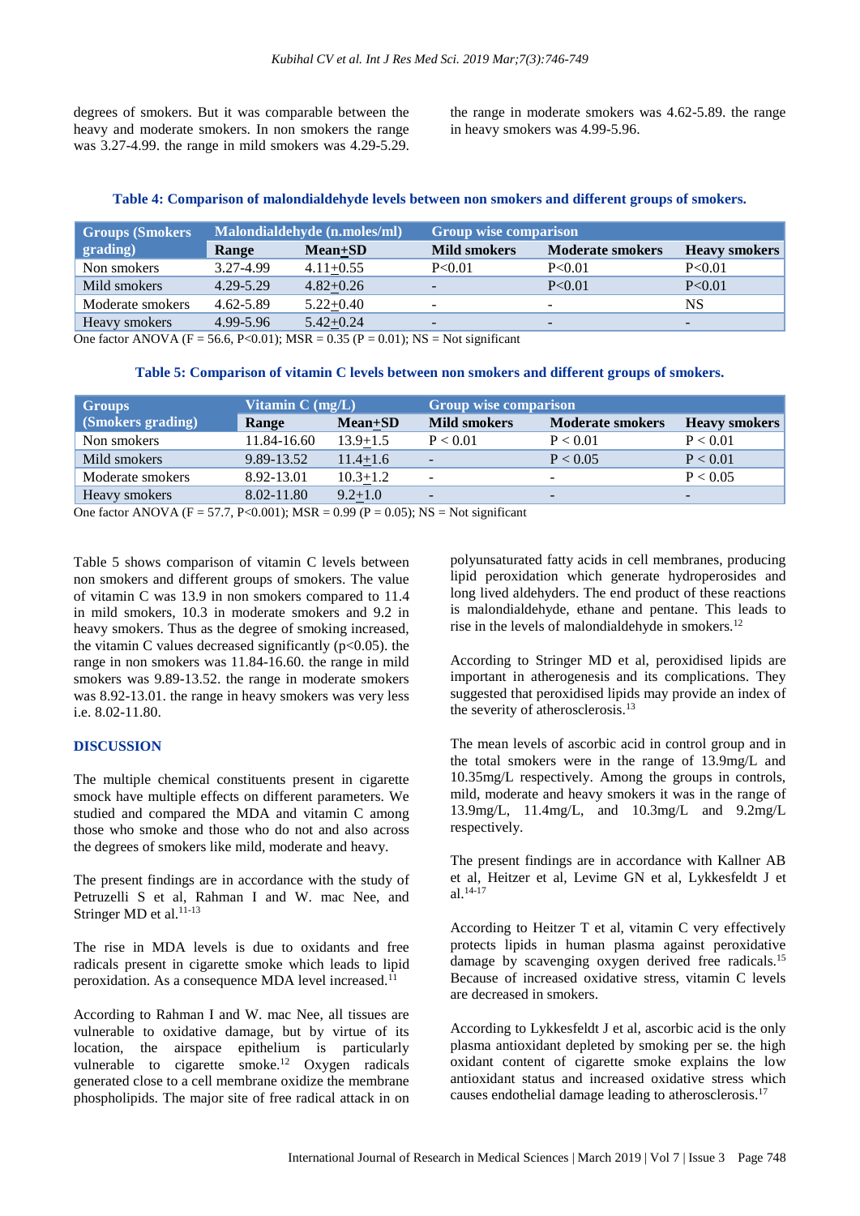degrees of smokers. But it was comparable between the heavy and moderate smokers. In non smokers the range was 3.27-4.99. the range in mild smokers was 4.29-5.29. the range in moderate smokers was 4.62-5.89. the range in heavy smokers was 4.99-5.96.

**Table 4: Comparison of malondialdehyde levels between non smokers and different groups of smokers.**

| Groups (Smokers grading) | Malondialdehyde (n.moles/ml) | | Group wise comparison | | |
|---|---|---|---|---|---|
| | Range | Mean±SD | Mild smokers | Moderate smokers | Heavy smokers |
| Non smokers | 3.27-4.99 | 4.11±0.55 | P<0.01 | P<0.01 | P<0.01 |
| Mild smokers | 4.29-5.29 | 4.82±0.26 | - | P<0.01 | P<0.01 |
| Moderate smokers | 4.62-5.89 | 5.22±0.40 | - | - | NS |
| Heavy smokers | 4.99-5.96 | 5.42±0.24 | - | - | - |

One factor ANOVA (F = 56.6, P<0.01); MSR = 0.35 (P = 0.01); NS = Not significant

**Table 5: Comparison of vitamin C levels between non smokers and different groups of smokers.**

| Groups (Smokers grading) | Vitamin C (mg/L) | | Group wise comparison | | |
|---|---|---|---|---|---|
| | Range | Mean±SD | Mild smokers | Moderate smokers | Heavy smokers |
| Non smokers | 11.84-16.60 | 13.9±1.5 | P < 0.01 | P < 0.01 | P < 0.01 |
| Mild smokers | 9.89-13.52 | 11.4±1.6 | - | P < 0.05 | P < 0.01 |
| Moderate smokers | 8.92-13.01 | 10.3±1.2 | - | - | P < 0.05 |
| Heavy smokers | 8.02-11.80 | 9.2±1.0 | - | - | - |

One factor ANOVA (F = 57.7, P<0.001); MSR = 0.99 (P = 0.05); NS = Not significant

Table 5 shows comparison of vitamin C levels between non smokers and different groups of smokers. The value of vitamin C was 13.9 in non smokers compared to 11.4 in mild smokers, 10.3 in moderate smokers and 9.2 in heavy smokers. Thus as the degree of smoking increased, the vitamin C values decreased significantly (p<0.05). the range in non smokers was 11.84-16.60. the range in mild smokers was 9.89-13.52. the range in moderate smokers was 8.92-13.01. the range in heavy smokers was very less i.e. 8.02-11.80.

## DISCUSSION

The multiple chemical constituents present in cigarette smock have multiple effects on different parameters. We studied and compared the MDA and vitamin C among those who smoke and those who do not and also across the degrees of smokers like mild, moderate and heavy.

The present findings are in accordance with the study of Petruzelli S et al, Rahman I and W. mac Nee, and Stringer MD et al.[11-13]

The rise in MDA levels is due to oxidants and free radicals present in cigarette smoke which leads to lipid peroxidation. As a consequence MDA level increased.[11]

According to Rahman I and W. mac Nee, all tissues are vulnerable to oxidative damage, but by virtue of its location, the airspace epithelium is particularly vulnerable to cigarette smoke.[12] Oxygen radicals generated close to a cell membrane oxidize the membrane phospholipids. The major site of free radical attack in on polyunsaturated fatty acids in cell membranes, producing lipid peroxidation which generate hydroperosides and long lived aldehyders. The end product of these reactions is malondialdehyde, ethane and pentane. This leads to rise in the levels of malondialdehyde in smokers.[12]

According to Stringer MD et al, peroxidised lipids are important in atherogenesis and its complications. They suggested that peroxidised lipids may provide an index of the severity of atherosclerosis.[13]

The mean levels of ascorbic acid in control group and in the total smokers were in the range of 13.9mg/L and 10.35mg/L respectively. Among the groups in controls, mild, moderate and heavy smokers it was in the range of 13.9mg/L, 11.4mg/L, and 10.3mg/L and 9.2mg/L respectively.

The present findings are in accordance with Kallner AB et al, Heitzer et al, Levime GN et al, Lykkesfeldt J et al.[14-17]

According to Heitzer T et al, vitamin C very effectively protects lipids in human plasma against peroxidative damage by scavenging oxygen derived free radicals.[15] Because of increased oxidative stress, vitamin C levels are decreased in smokers.

According to Lykkesfeldt J et al, ascorbic acid is the only plasma antioxidant depleted by smoking per se. the high oxidant content of cigarette smoke explains the low antioxidant status and increased oxidative stress which causes endothelial damage leading to atherosclerosis.[17]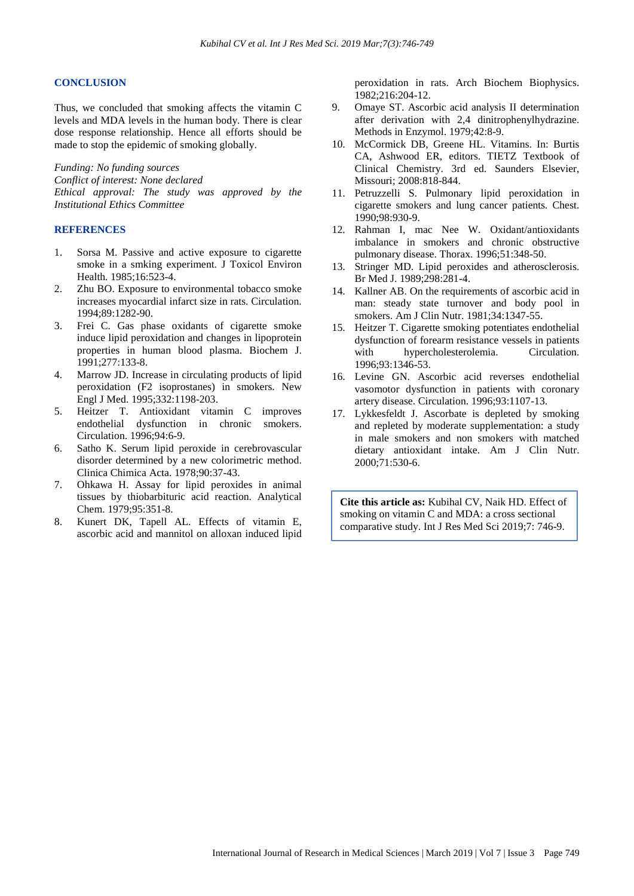## CONCLUSION

Thus, we concluded that smoking affects the vitamin C levels and MDA levels in the human body. There is clear dose response relationship. Hence all efforts should be made to stop the epidemic of smoking globally.

*Funding: No funding sources*
*Conflict of interest: None declared*
*Ethical approval: The study was approved by the Institutional Ethics Committee*

## REFERENCES

1. Sorsa M. Passive and active exposure to cigarette smoke in a smking experiment. J Toxicol Environ Health. 1985;16:523-4.
2. Zhu BO. Exposure to environmental tobacco smoke increases myocardial infarct size in rats. Circulation. 1994;89:1282-90.
3. Frei C. Gas phase oxidants of cigarette smoke induce lipid peroxidation and changes in lipoprotein properties in human blood plasma. Biochem J. 1991;277:133-8.
4. Marrow JD. Increase in circulating products of lipid peroxidation (F2 isoprostanes) in smokers. New Engl J Med. 1995;332:1198-203.
5. Heitzer T. Antioxidant vitamin C improves endothelial dysfunction in chronic smokers. Circulation. 1996;94:6-9.
6. Satho K. Serum lipid peroxide in cerebrovascular disorder determined by a new colorimetric method. Clinica Chimica Acta. 1978;90:37-43.
7. Ohkawa H. Assay for lipid peroxides in animal tissues by thiobarbituric acid reaction. Analytical Chem. 1979;95:351-8.
8. Kunert DK, Tapell AL. Effects of vitamin E, ascorbic acid and mannitol on alloxan induced lipid peroxidation in rats. Arch Biochem Biophysics. 1982;216:204-12.
9. Omaye ST. Ascorbic acid analysis II determination after derivation with 2,4 dinitrophenylhydrazine. Methods in Enzymol. 1979;42:8-9.
10. McCormick DB, Greene HL. Vitamins. In: Burtis CA, Ashwood ER, editors. TIETZ Textbook of Clinical Chemistry. 3rd ed. Saunders Elsevier, Missouri; 2008:818-844.
11. Petruzzelli S. Pulmonary lipid peroxidation in cigarette smokers and lung cancer patients. Chest. 1990;98:930-9.
12. Rahman I, mac Nee W. Oxidant/antioxidants imbalance in smokers and chronic obstructive pulmonary disease. Thorax. 1996;51:348-50.
13. Stringer MD. Lipid peroxides and atherosclerosis. Br Med J. 1989;298:281-4.
14. Kallner AB. On the requirements of ascorbic acid in man: steady state turnover and body pool in smokers. Am J Clin Nutr. 1981;34:1347-55.
15. Heitzer T. Cigarette smoking potentiates endothelial dysfunction of forearm resistance vessels in patients with hypercholesterolemia. Circulation. 1996;93:1346-53.
16. Levine GN. Ascorbic acid reverses endothelial vasomotor dysfunction in patients with coronary artery disease. Circulation. 1996;93:1107-13.
17. Lykkesfeldt J. Ascorbate is depleted by smoking and repleted by moderate supplementation: a study in male smokers and non smokers with matched dietary antioxidant intake. Am J Clin Nutr. 2000;71:530-6.

**Cite this article as:** Kubihal CV, Naik HD. Effect of smoking on vitamin C and MDA: a cross sectional comparative study. Int J Res Med Sci 2019;7: 746-9.